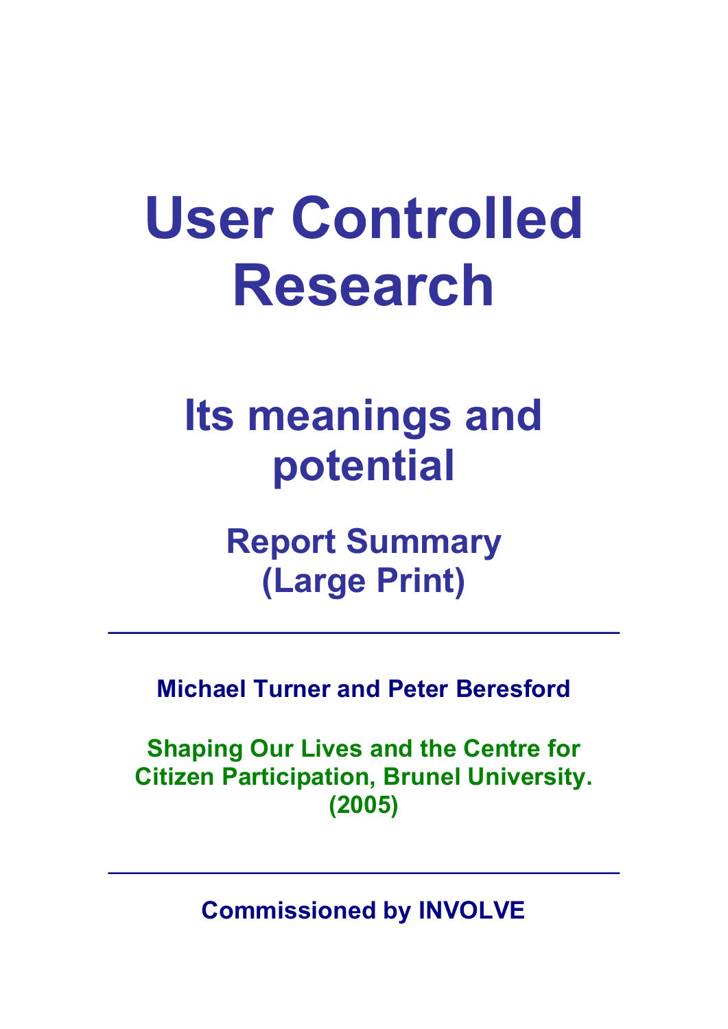# User Controlled Research

## Its meanings and potential

### Report Summary (Large Print)

---

**Michael Turner and Peter Beresford**

**Shaping Our Lives and the Centre for Citizen Participation, Brunel University. (2005)**

---

**Commissioned by INVOLVE**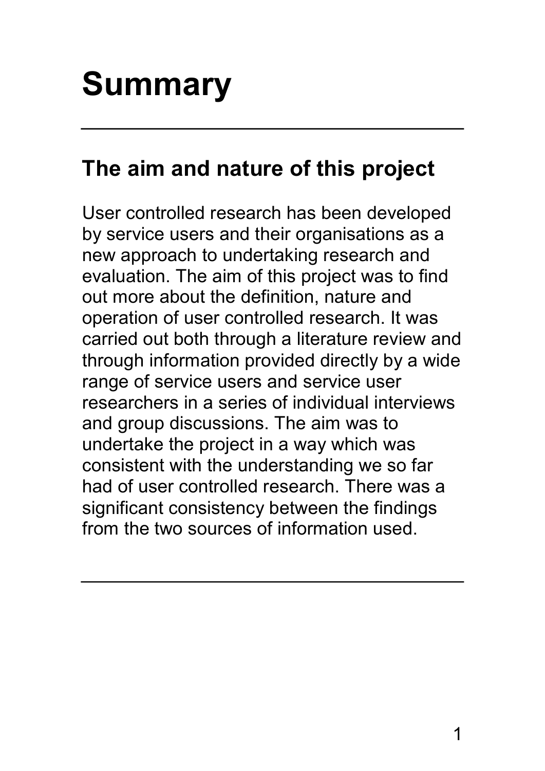# Summary

## The aim and nature of this project

User controlled research has been developed by service users and their organisations as a new approach to undertaking research and evaluation. The aim of this project was to find out more about the definition, nature and operation of user controlled research. It was carried out both through a literature review and through information provided directly by a wide range of service users and service user researchers in a series of individual interviews and group discussions. The aim was to undertake the project in a way which was consistent with the understanding we so far had of user controlled research. There was a significant consistency between the findings from the two sources of information used.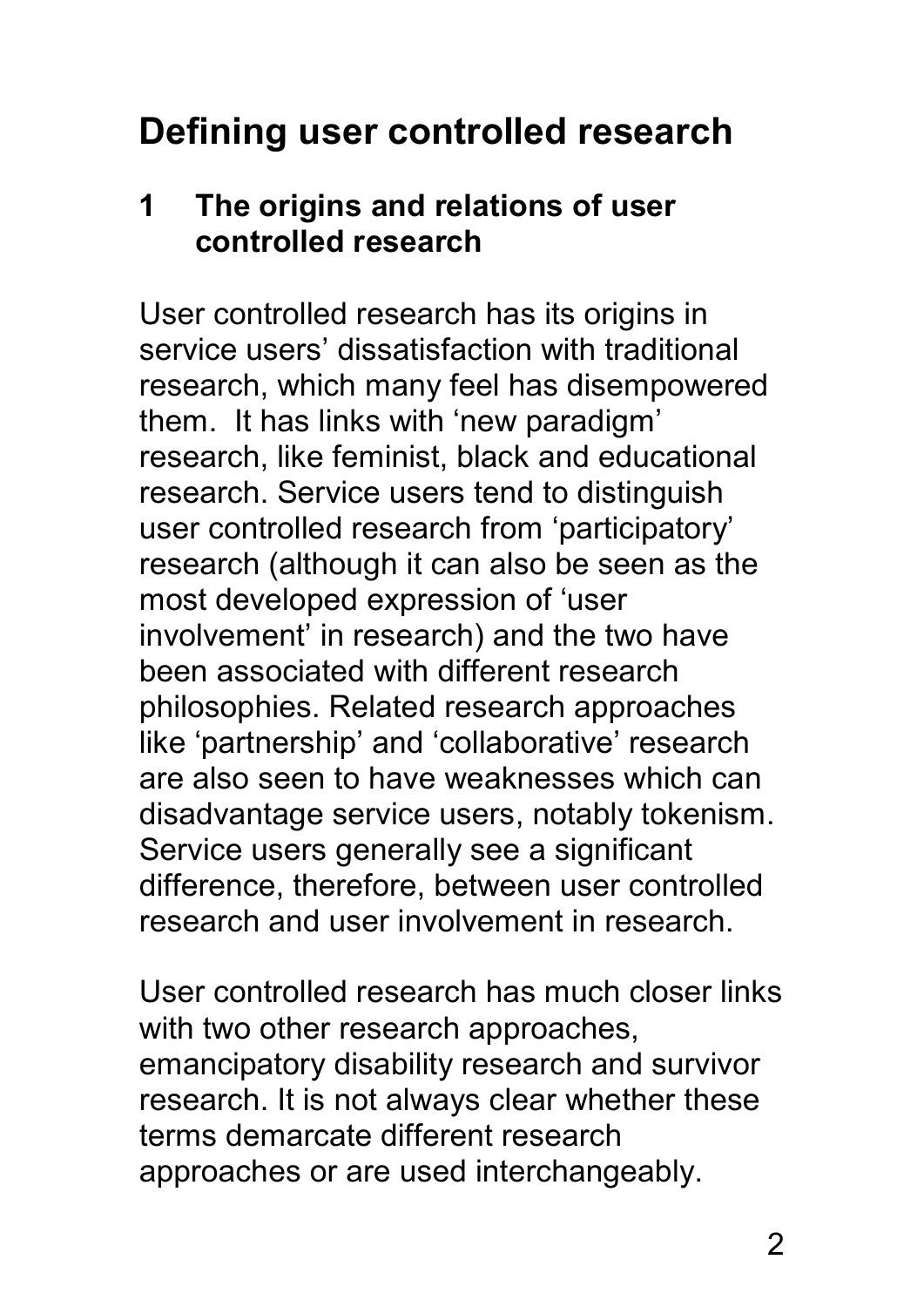# Defining user controlled research

## 1 The origins and relations of user controlled research

User controlled research has its origins in service users' dissatisfaction with traditional research, which many feel has disempowered them. It has links with 'new paradigm' research, like feminist, black and educational research. Service users tend to distinguish user controlled research from 'participatory' research (although it can also be seen as the most developed expression of 'user involvement' in research) and the two have been associated with different research philosophies. Related research approaches like 'partnership' and 'collaborative' research are also seen to have weaknesses which can disadvantage service users, notably tokenism. Service users generally see a significant difference, therefore, between user controlled research and user involvement in research.

User controlled research has much closer links with two other research approaches, emancipatory disability research and survivor research. It is not always clear whether these terms demarcate different research approaches or are used interchangeably.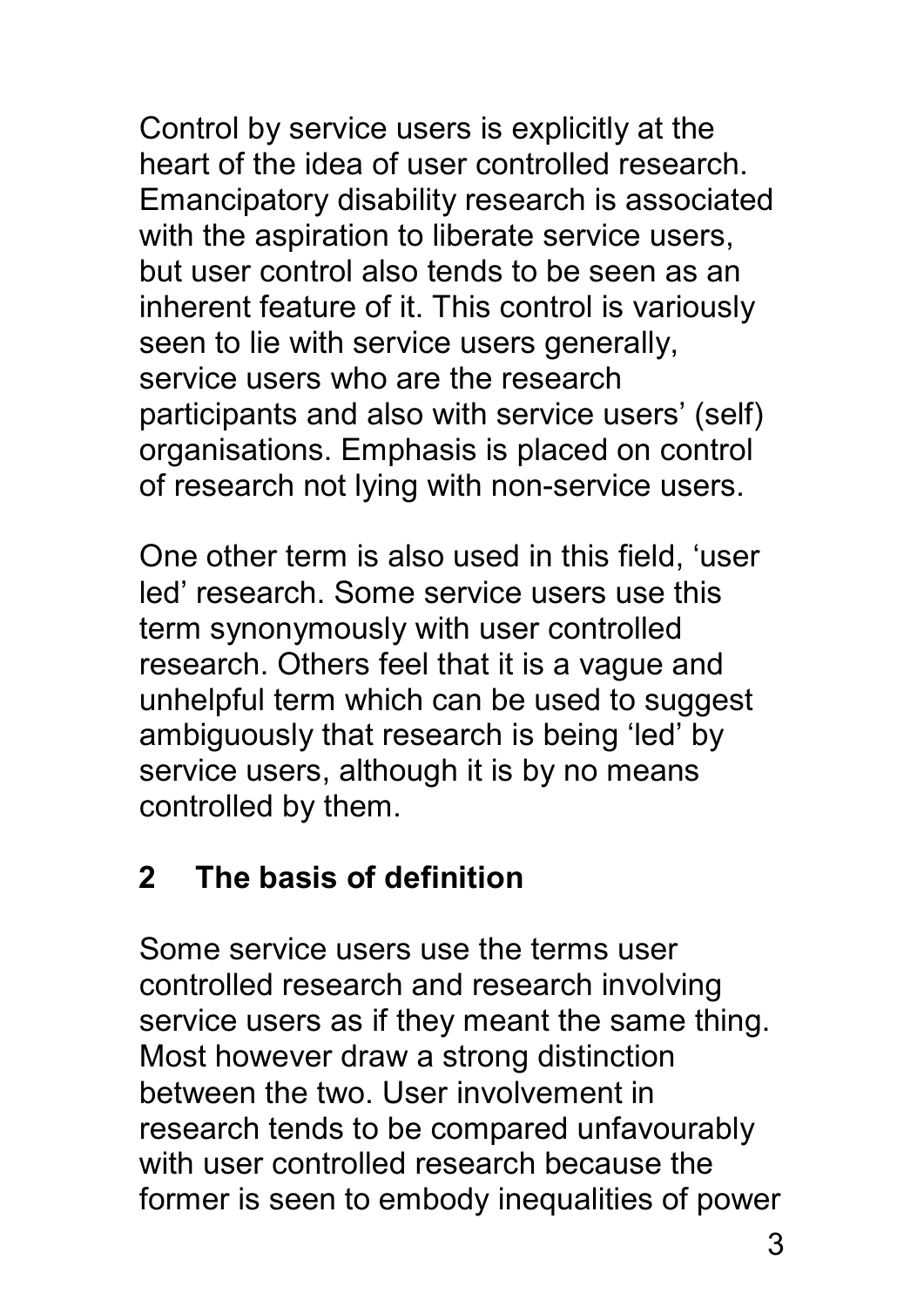Control by service users is explicitly at the heart of the idea of user controlled research. Emancipatory disability research is associated with the aspiration to liberate service users, but user control also tends to be seen as an inherent feature of it. This control is variously seen to lie with service users generally, service users who are the research participants and also with service users' (self) organisations. Emphasis is placed on control of research not lying with non-service users.

One other term is also used in this field, 'user led' research. Some service users use this term synonymously with user controlled research. Others feel that it is a vague and unhelpful term which can be used to suggest ambiguously that research is being 'led' by service users, although it is by no means controlled by them.

## 2 The basis of definition

Some service users use the terms user controlled research and research involving service users as if they meant the same thing. Most however draw a strong distinction between the two. User involvement in research tends to be compared unfavourably with user controlled research because the former is seen to embody inequalities of power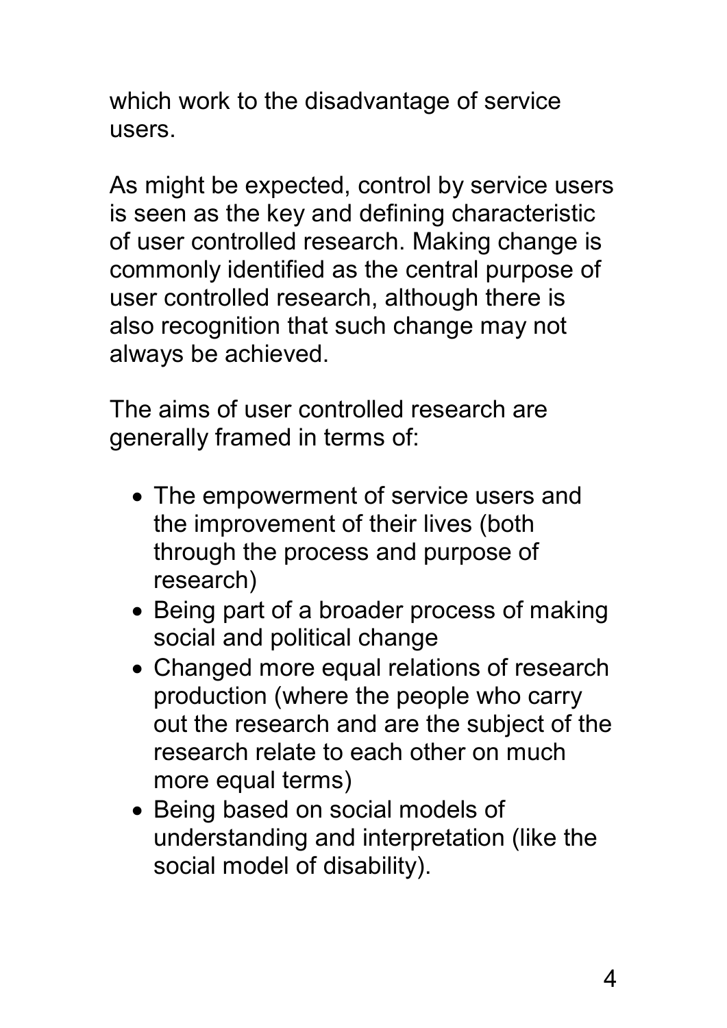which work to the disadvantage of service users.

As might be expected, control by service users is seen as the key and defining characteristic of user controlled research. Making change is commonly identified as the central purpose of user controlled research, although there is also recognition that such change may not always be achieved.

The aims of user controlled research are generally framed in terms of:

- The empowerment of service users and the improvement of their lives (both through the process and purpose of research)
- Being part of a broader process of making social and political change
- Changed more equal relations of research production (where the people who carry out the research and are the subject of the research relate to each other on much more equal terms)
- Being based on social models of understanding and interpretation (like the social model of disability).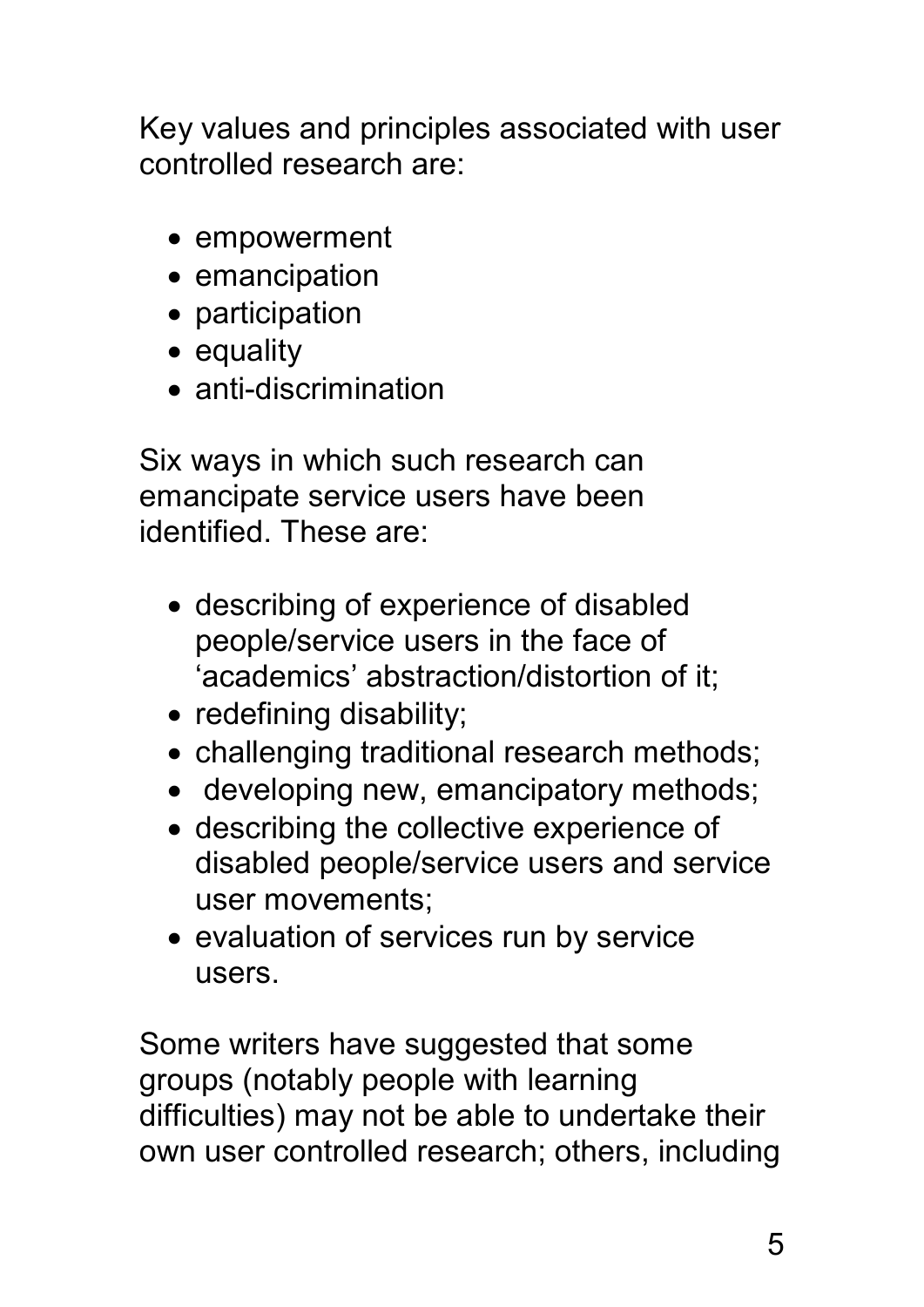Key values and principles associated with user controlled research are:

- empowerment
- emancipation
- participation
- equality
- anti-discrimination

Six ways in which such research can emancipate service users have been identified. These are:

- describing of experience of disabled people/service users in the face of 'academics' abstraction/distortion of it;
- redefining disability;
- challenging traditional research methods;
- developing new, emancipatory methods;
- describing the collective experience of disabled people/service users and service user movements;
- evaluation of services run by service users.

Some writers have suggested that some groups (notably people with learning difficulties) may not be able to undertake their own user controlled research; others, including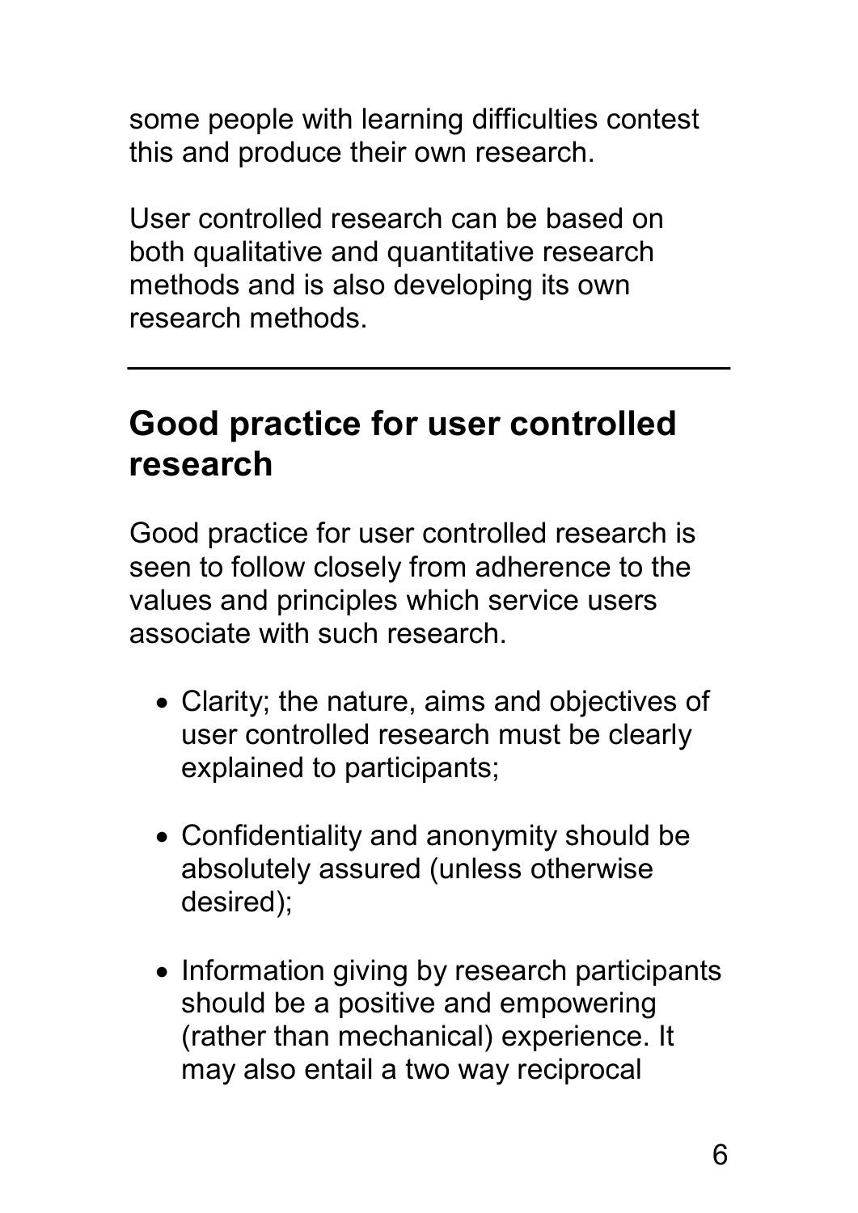some people with learning difficulties contest this and produce their own research.

User controlled research can be based on both qualitative and quantitative research methods and is also developing its own research methods.

---

## Good practice for user controlled research

Good practice for user controlled research is seen to follow closely from adherence to the values and principles which service users associate with such research.

- Clarity; the nature, aims and objectives of user controlled research must be clearly explained to participants;

- Confidentiality and anonymity should be absolutely assured (unless otherwise desired);

- Information giving by research participants should be a positive and empowering (rather than mechanical) experience. It may also entail a two way reciprocal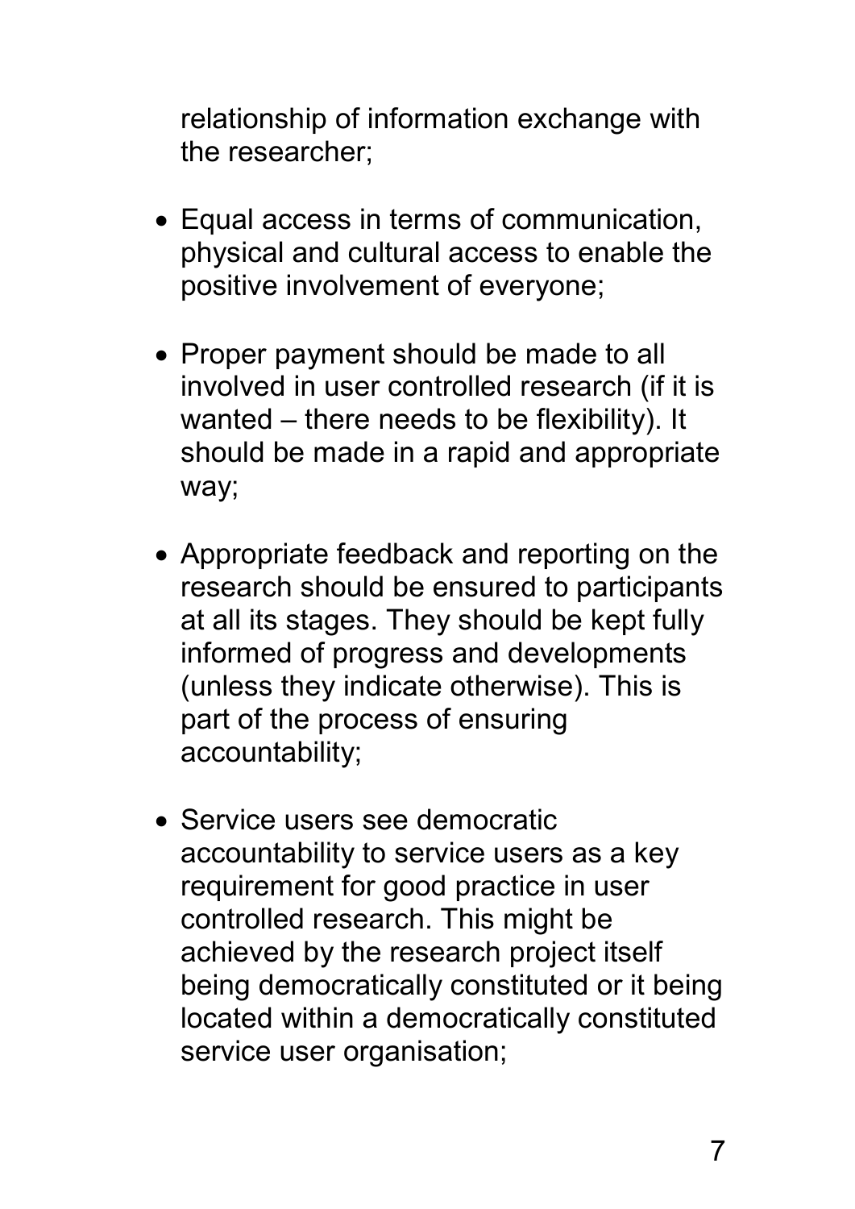relationship of information exchange with the researcher;

- Equal access in terms of communication, physical and cultural access to enable the positive involvement of everyone;

- Proper payment should be made to all involved in user controlled research (if it is wanted – there needs to be flexibility). It should be made in a rapid and appropriate way;

- Appropriate feedback and reporting on the research should be ensured to participants at all its stages. They should be kept fully informed of progress and developments (unless they indicate otherwise). This is part of the process of ensuring accountability;

- Service users see democratic accountability to service users as a key requirement for good practice in user controlled research. This might be achieved by the research project itself being democratically constituted or it being located within a democratically constituted service user organisation;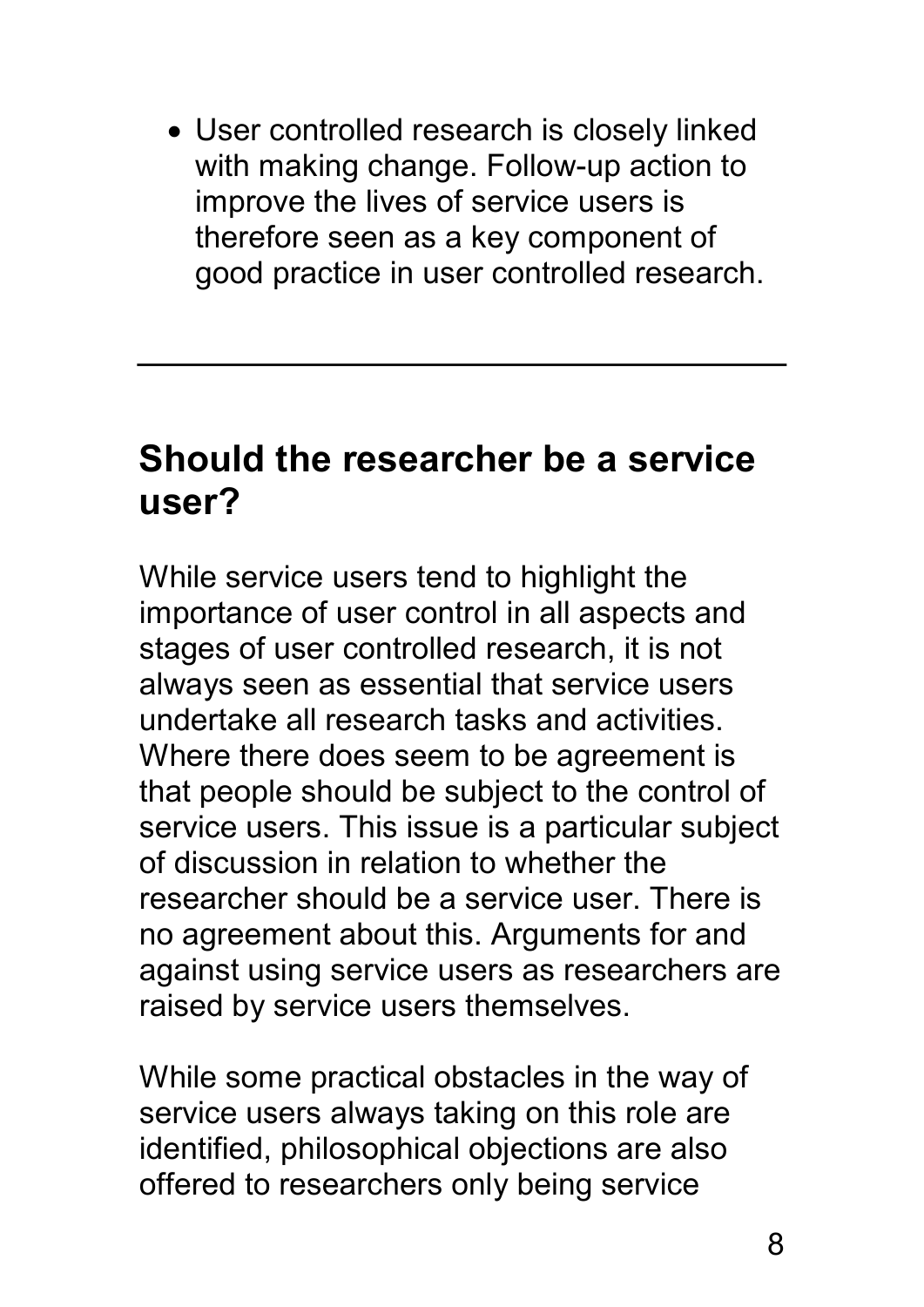- User controlled research is closely linked with making change. Follow-up action to improve the lives of service users is therefore seen as a key component of good practice in user controlled research.

---

## Should the researcher be a service user?

While service users tend to highlight the importance of user control in all aspects and stages of user controlled research, it is not always seen as essential that service users undertake all research tasks and activities. Where there does seem to be agreement is that people should be subject to the control of service users. This issue is a particular subject of discussion in relation to whether the researcher should be a service user. There is no agreement about this. Arguments for and against using service users as researchers are raised by service users themselves.

While some practical obstacles in the way of service users always taking on this role are identified, philosophical objections are also offered to researchers only being service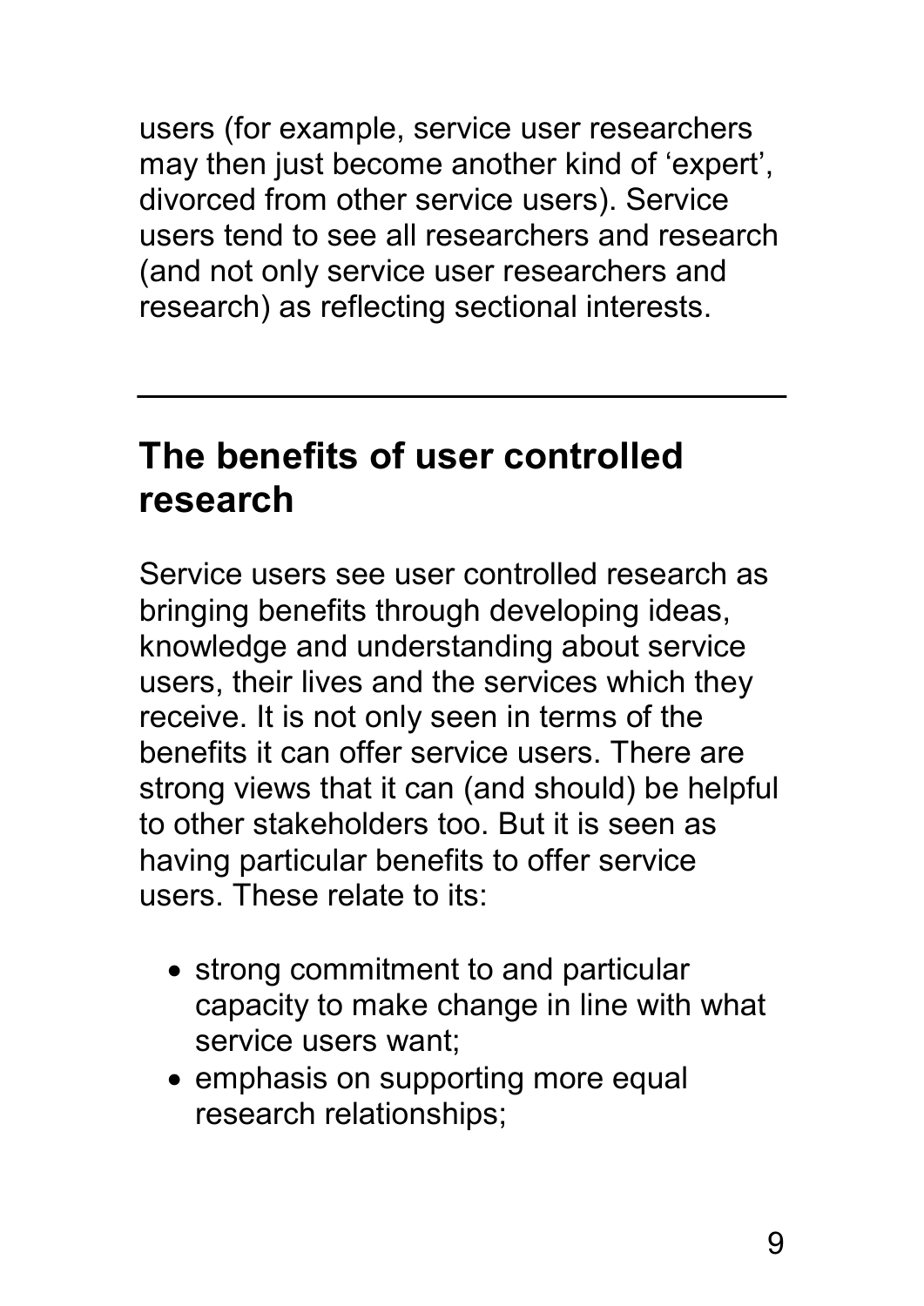users (for example, service user researchers may then just become another kind of 'expert', divorced from other service users). Service users tend to see all researchers and research (and not only service user researchers and research) as reflecting sectional interests.

---

## The benefits of user controlled research

Service users see user controlled research as bringing benefits through developing ideas, knowledge and understanding about service users, their lives and the services which they receive. It is not only seen in terms of the benefits it can offer service users. There are strong views that it can (and should) be helpful to other stakeholders too. But it is seen as having particular benefits to offer service users. These relate to its:

- strong commitment to and particular capacity to make change in line with what service users want;
- emphasis on supporting more equal research relationships;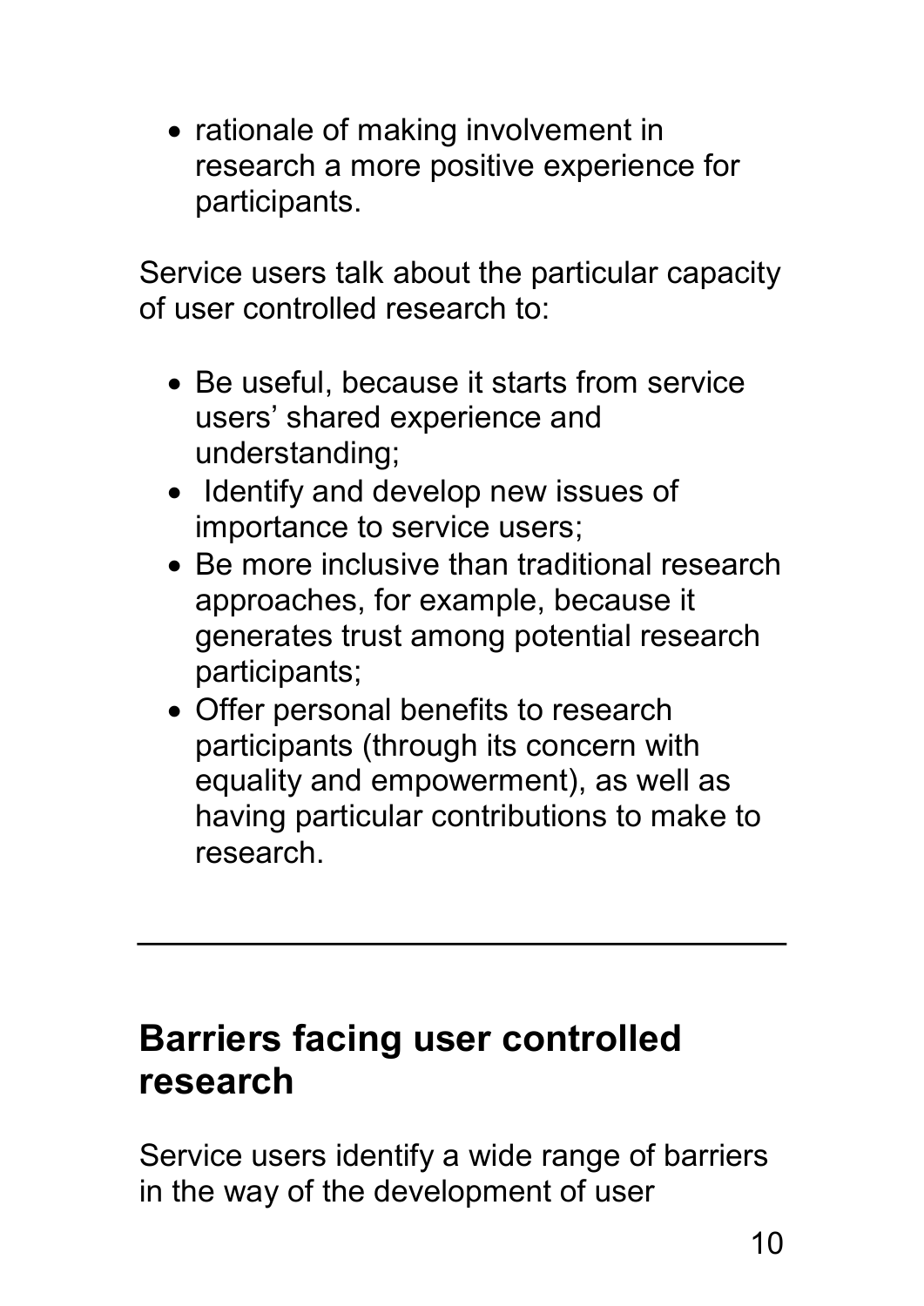- rationale of making involvement in research a more positive experience for participants.

Service users talk about the particular capacity of user controlled research to:

- Be useful, because it starts from service users' shared experience and understanding;
- Identify and develop new issues of importance to service users;
- Be more inclusive than traditional research approaches, for example, because it generates trust among potential research participants;
- Offer personal benefits to research participants (through its concern with equality and empowerment), as well as having particular contributions to make to research.

---

## Barriers facing user controlled research

Service users identify a wide range of barriers in the way of the development of user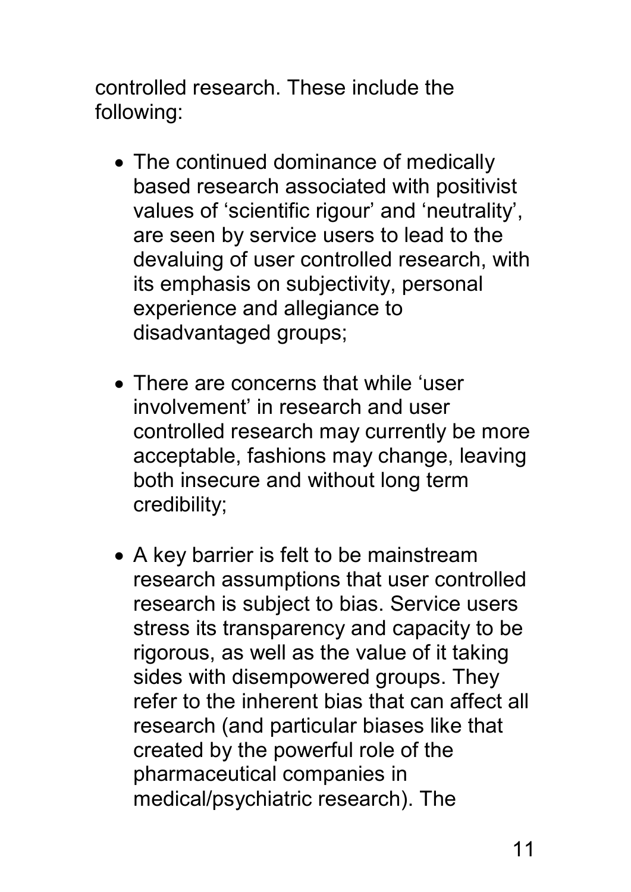controlled research. These include the following:

- The continued dominance of medically based research associated with positivist values of 'scientific rigour' and 'neutrality', are seen by service users to lead to the devaluing of user controlled research, with its emphasis on subjectivity, personal experience and allegiance to disadvantaged groups;

- There are concerns that while 'user involvement' in research and user controlled research may currently be more acceptable, fashions may change, leaving both insecure and without long term credibility;

- A key barrier is felt to be mainstream research assumptions that user controlled research is subject to bias. Service users stress its transparency and capacity to be rigorous, as well as the value of it taking sides with disempowered groups. They refer to the inherent bias that can affect all research (and particular biases like that created by the powerful role of the pharmaceutical companies in medical/psychiatric research). The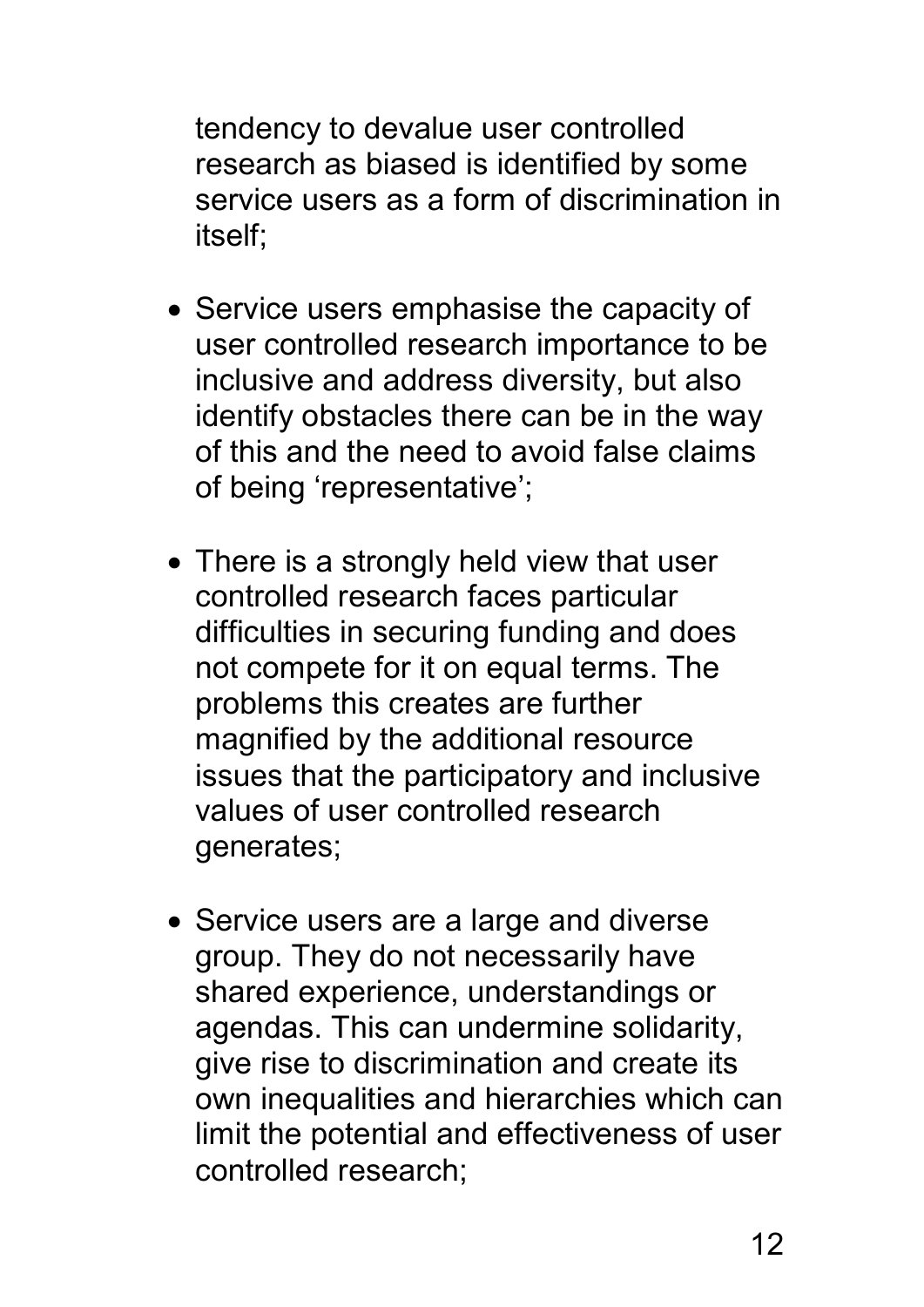tendency to devalue user controlled research as biased is identified by some service users as a form of discrimination in itself;

- Service users emphasise the capacity of user controlled research importance to be inclusive and address diversity, but also identify obstacles there can be in the way of this and the need to avoid false claims of being 'representative';
- There is a strongly held view that user controlled research faces particular difficulties in securing funding and does not compete for it on equal terms. The problems this creates are further magnified by the additional resource issues that the participatory and inclusive values of user controlled research generates;
- Service users are a large and diverse group. They do not necessarily have shared experience, understandings or agendas. This can undermine solidarity, give rise to discrimination and create its own inequalities and hierarchies which can limit the potential and effectiveness of user controlled research;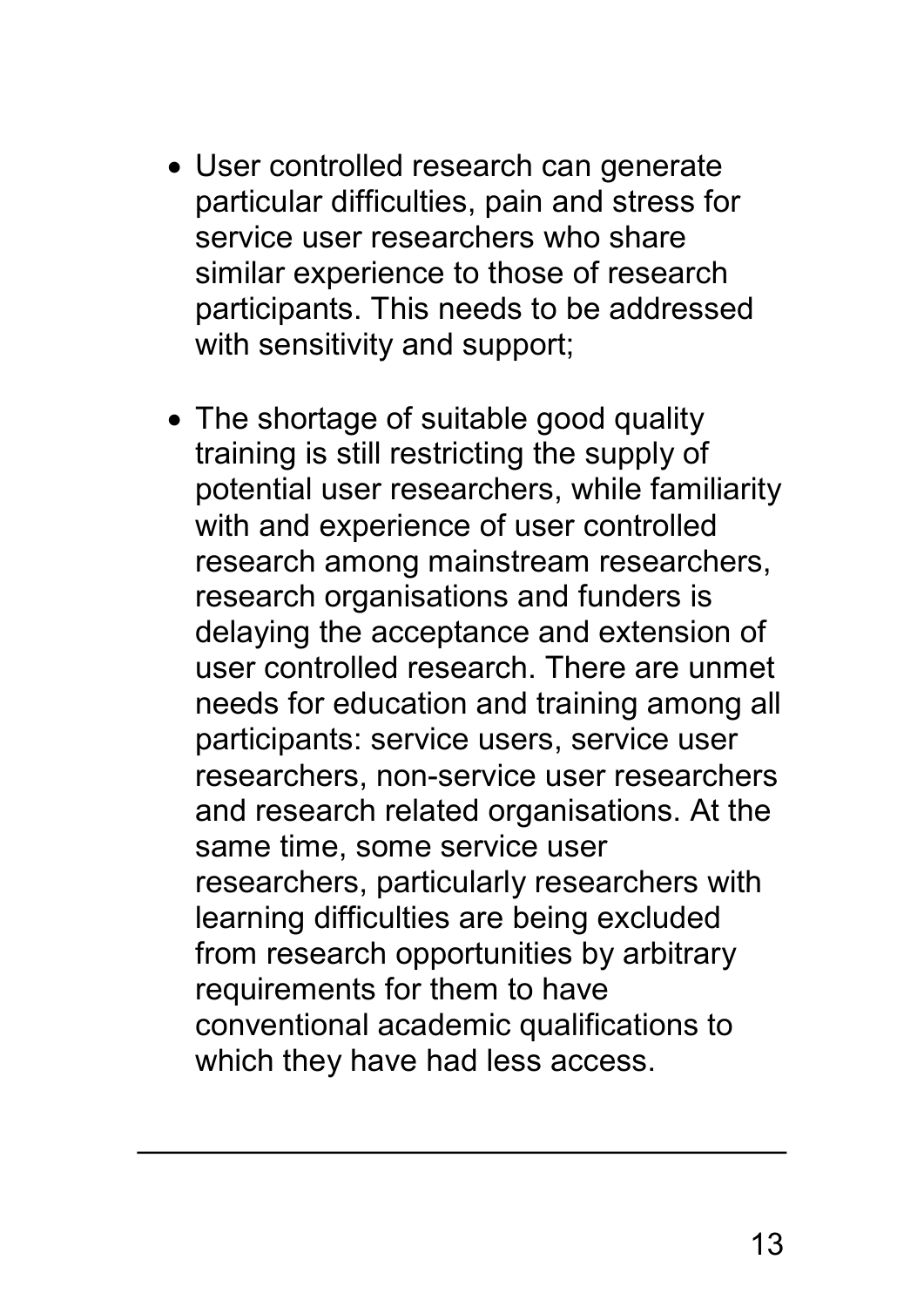- User controlled research can generate particular difficulties, pain and stress for service user researchers who share similar experience to those of research participants. This needs to be addressed with sensitivity and support;

- The shortage of suitable good quality training is still restricting the supply of potential user researchers, while familiarity with and experience of user controlled research among mainstream researchers, research organisations and funders is delaying the acceptance and extension of user controlled research. There are unmet needs for education and training among all participants: service users, service user researchers, non-service user researchers and research related organisations. At the same time, some service user researchers, particularly researchers with learning difficulties are being excluded from research opportunities by arbitrary requirements for them to have conventional academic qualifications to which they have had less access.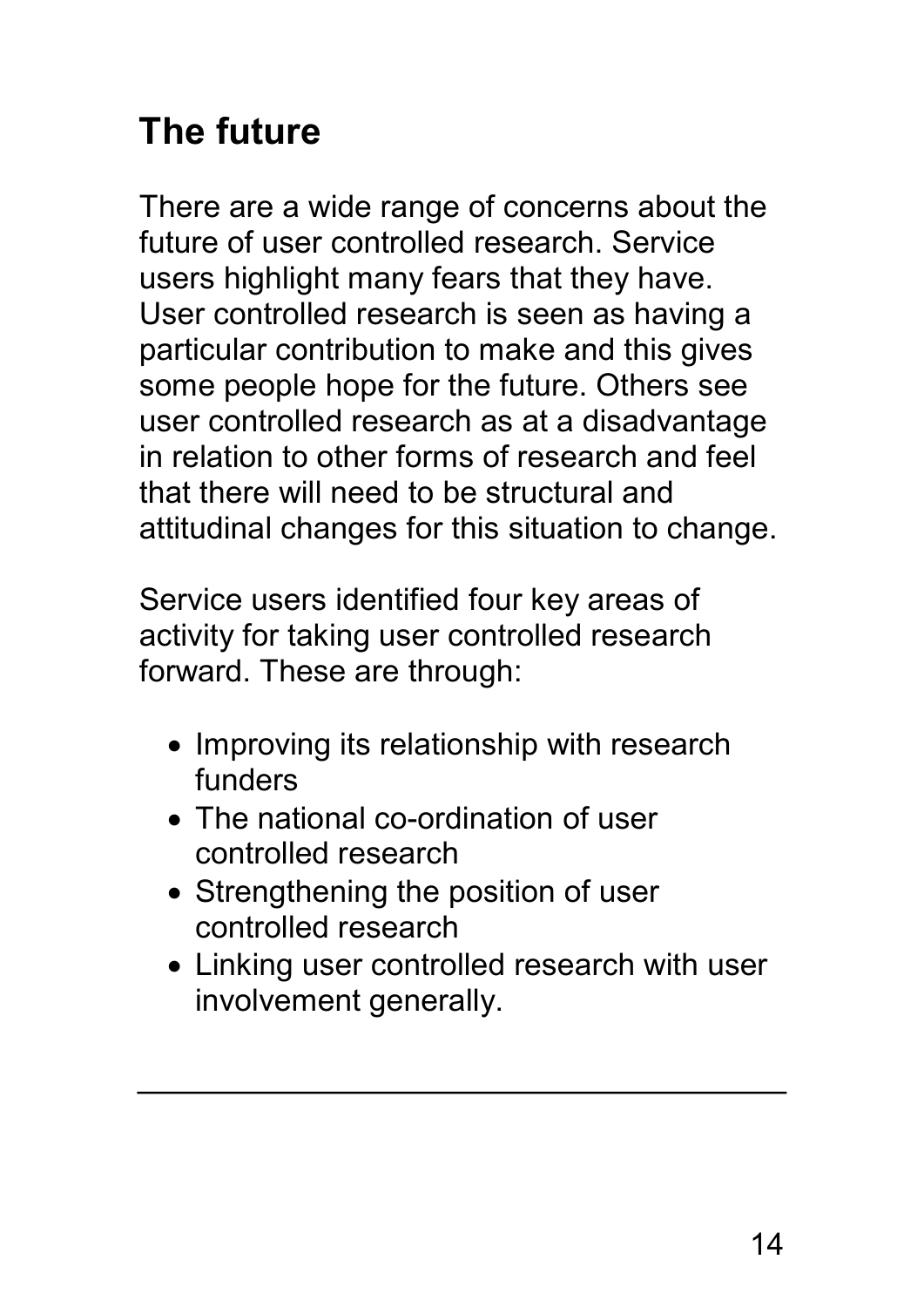## The future

There are a wide range of concerns about the future of user controlled research. Service users highlight many fears that they have. User controlled research is seen as having a particular contribution to make and this gives some people hope for the future. Others see user controlled research as at a disadvantage in relation to other forms of research and feel that there will need to be structural and attitudinal changes for this situation to change.

Service users identified four key areas of activity for taking user controlled research forward. These are through:

- Improving its relationship with research funders
- The national co-ordination of user controlled research
- Strengthening the position of user controlled research
- Linking user controlled research with user involvement generally.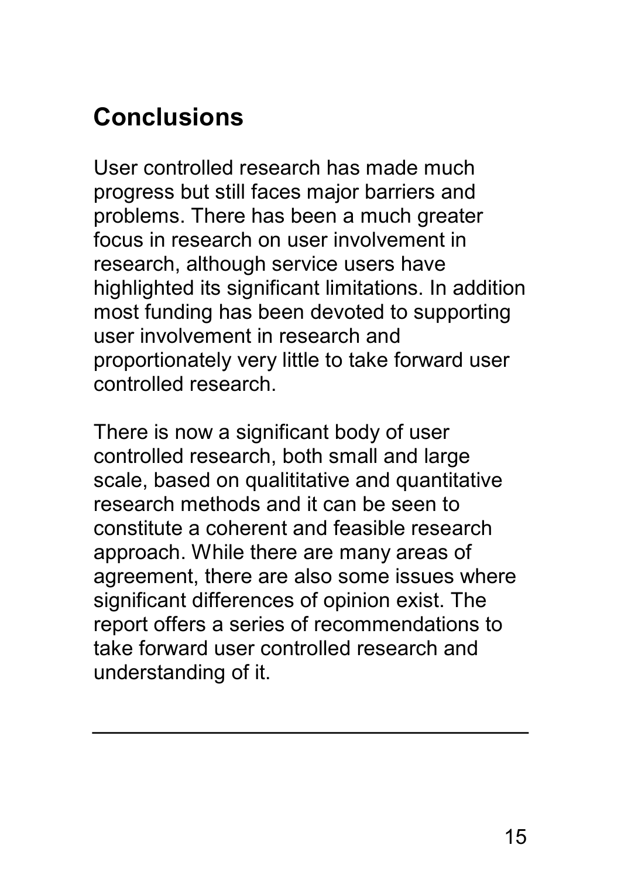## Conclusions

User controlled research has made much progress but still faces major barriers and problems. There has been a much greater focus in research on user involvement in research, although service users have highlighted its significant limitations. In addition most funding has been devoted to supporting user involvement in research and proportionately very little to take forward user controlled research.

There is now a significant body of user controlled research, both small and large scale, based on qualititative and quantitative research methods and it can be seen to constitute a coherent and feasible research approach. While there are many areas of agreement, there are also some issues where significant differences of opinion exist. The report offers a series of recommendations to take forward user controlled research and understanding of it.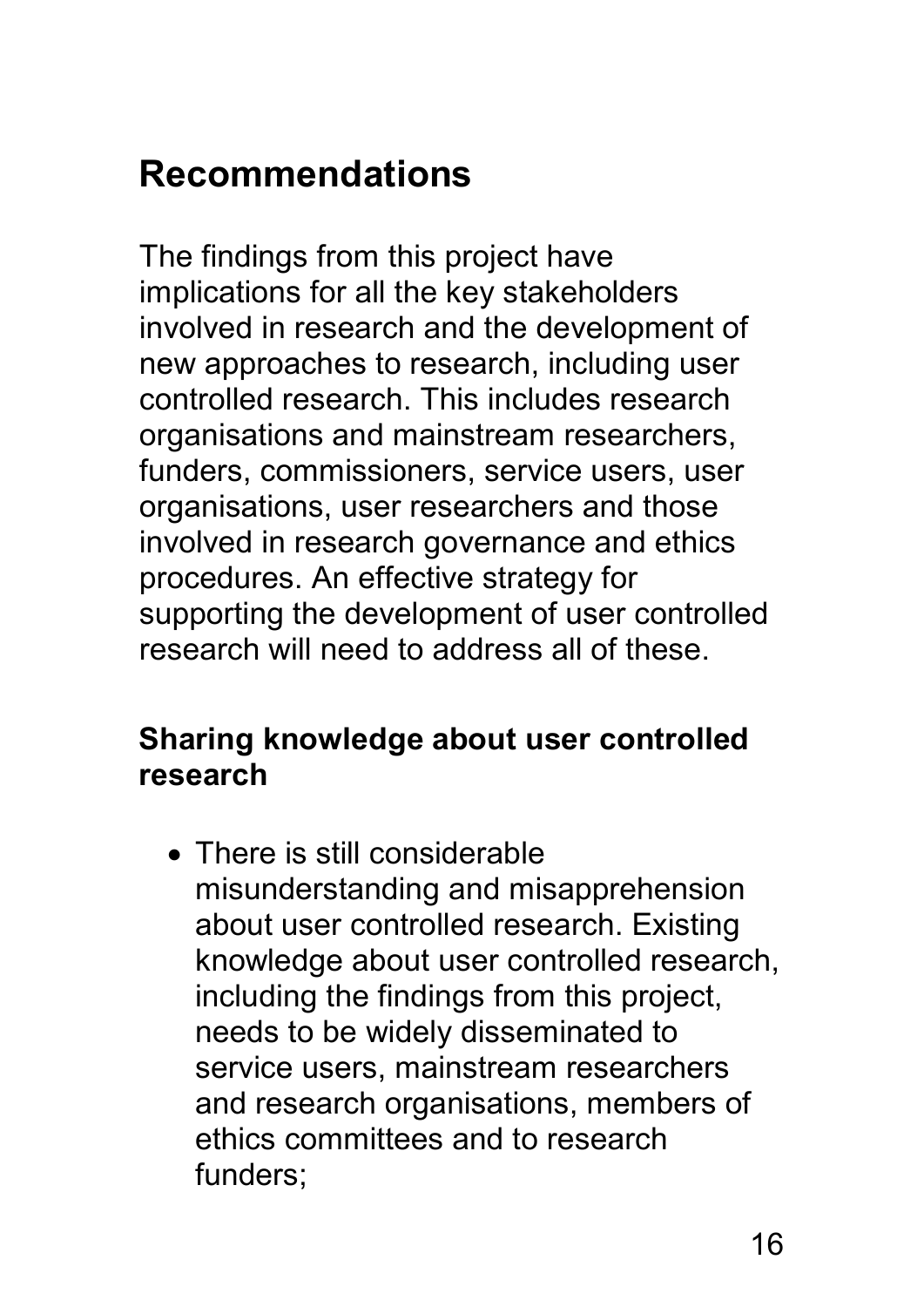## Recommendations

The findings from this project have implications for all the key stakeholders involved in research and the development of new approaches to research, including user controlled research. This includes research organisations and mainstream researchers, funders, commissioners, service users, user organisations, user researchers and those involved in research governance and ethics procedures. An effective strategy for supporting the development of user controlled research will need to address all of these.

### Sharing knowledge about user controlled research

- There is still considerable misunderstanding and misapprehension about user controlled research. Existing knowledge about user controlled research, including the findings from this project, needs to be widely disseminated to service users, mainstream researchers and research organisations, members of ethics committees and to research funders;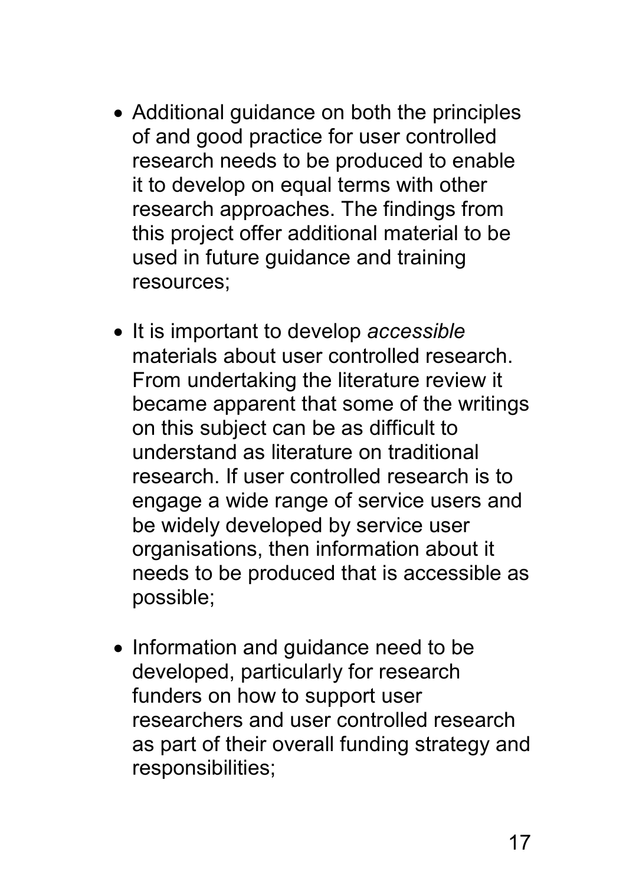- Additional guidance on both the principles of and good practice for user controlled research needs to be produced to enable it to develop on equal terms with other research approaches. The findings from this project offer additional material to be used in future guidance and training resources;

- It is important to develop *accessible* materials about user controlled research. From undertaking the literature review it became apparent that some of the writings on this subject can be as difficult to understand as literature on traditional research. If user controlled research is to engage a wide range of service users and be widely developed by service user organisations, then information about it needs to be produced that is accessible as possible;

- Information and guidance need to be developed, particularly for research funders on how to support user researchers and user controlled research as part of their overall funding strategy and responsibilities;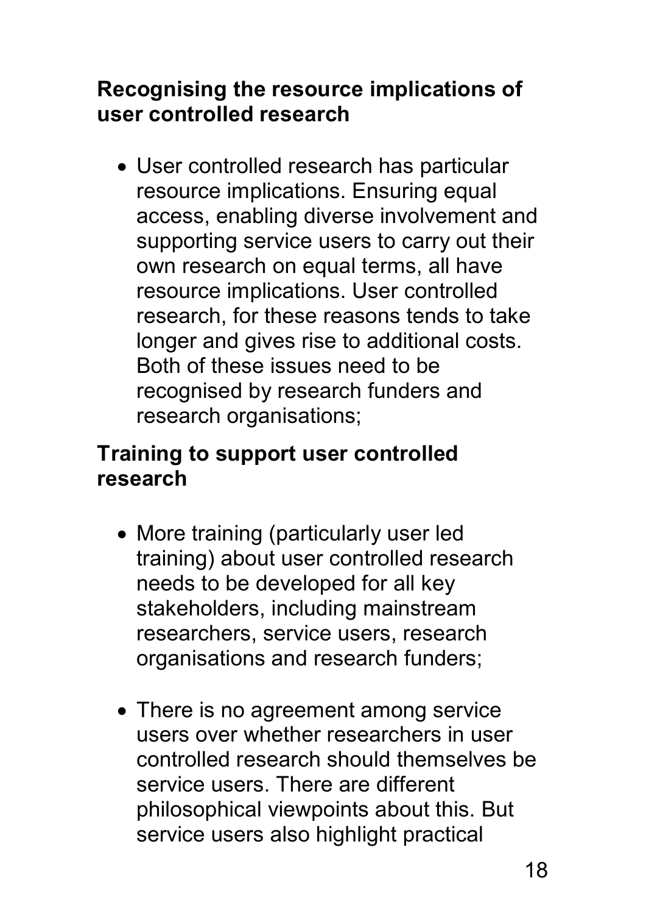**Recognising the resource implications of user controlled research**

- User controlled research has particular resource implications. Ensuring equal access, enabling diverse involvement and supporting service users to carry out their own research on equal terms, all have resource implications. User controlled research, for these reasons tends to take longer and gives rise to additional costs. Both of these issues need to be recognised by research funders and research organisations;

**Training to support user controlled research**

- More training (particularly user led training) about user controlled research needs to be developed for all key stakeholders, including mainstream researchers, service users, research organisations and research funders;

- There is no agreement among service users over whether researchers in user controlled research should themselves be service users. There are different philosophical viewpoints about this. But service users also highlight practical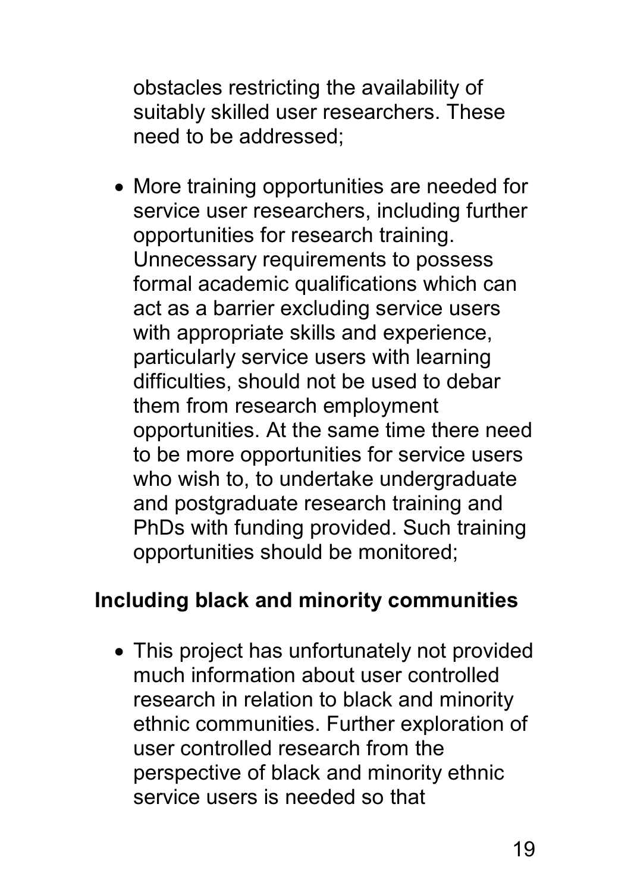obstacles restricting the availability of suitably skilled user researchers. These need to be addressed;

- More training opportunities are needed for service user researchers, including further opportunities for research training. Unnecessary requirements to possess formal academic qualifications which can act as a barrier excluding service users with appropriate skills and experience, particularly service users with learning difficulties, should not be used to debar them from research employment opportunities. At the same time there need to be more opportunities for service users who wish to, to undertake undergraduate and postgraduate research training and PhDs with funding provided. Such training opportunities should be monitored;

**Including black and minority communities**

- This project has unfortunately not provided much information about user controlled research in relation to black and minority ethnic communities. Further exploration of user controlled research from the perspective of black and minority ethnic service users is needed so that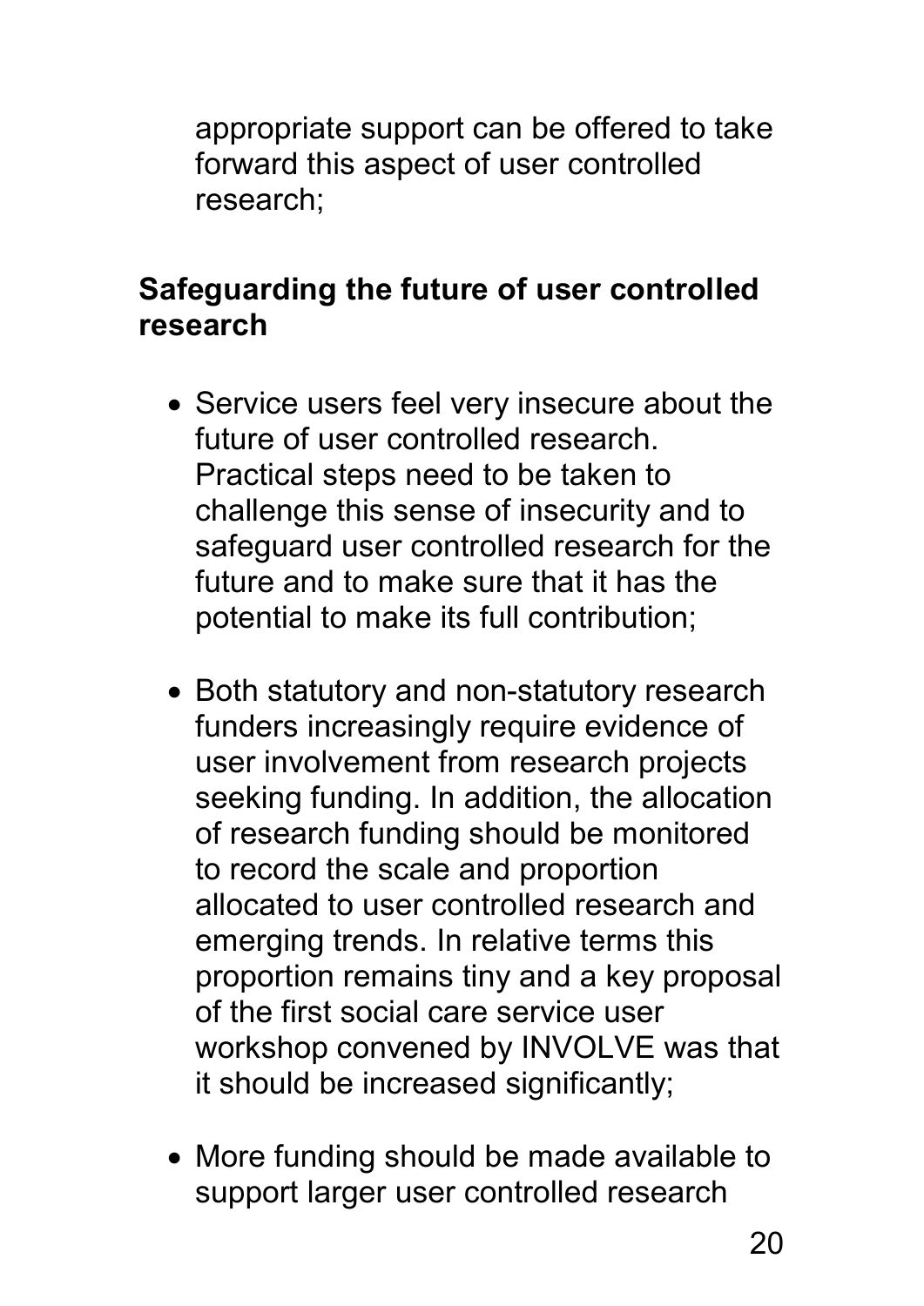appropriate support can be offered to take forward this aspect of user controlled research;

**Safeguarding the future of user controlled research**

- Service users feel very insecure about the future of user controlled research. Practical steps need to be taken to challenge this sense of insecurity and to safeguard user controlled research for the future and to make sure that it has the potential to make its full contribution;

- Both statutory and non-statutory research funders increasingly require evidence of user involvement from research projects seeking funding. In addition, the allocation of research funding should be monitored to record the scale and proportion allocated to user controlled research and emerging trends. In relative terms this proportion remains tiny and a key proposal of the first social care service user workshop convened by INVOLVE was that it should be increased significantly;

- More funding should be made available to support larger user controlled research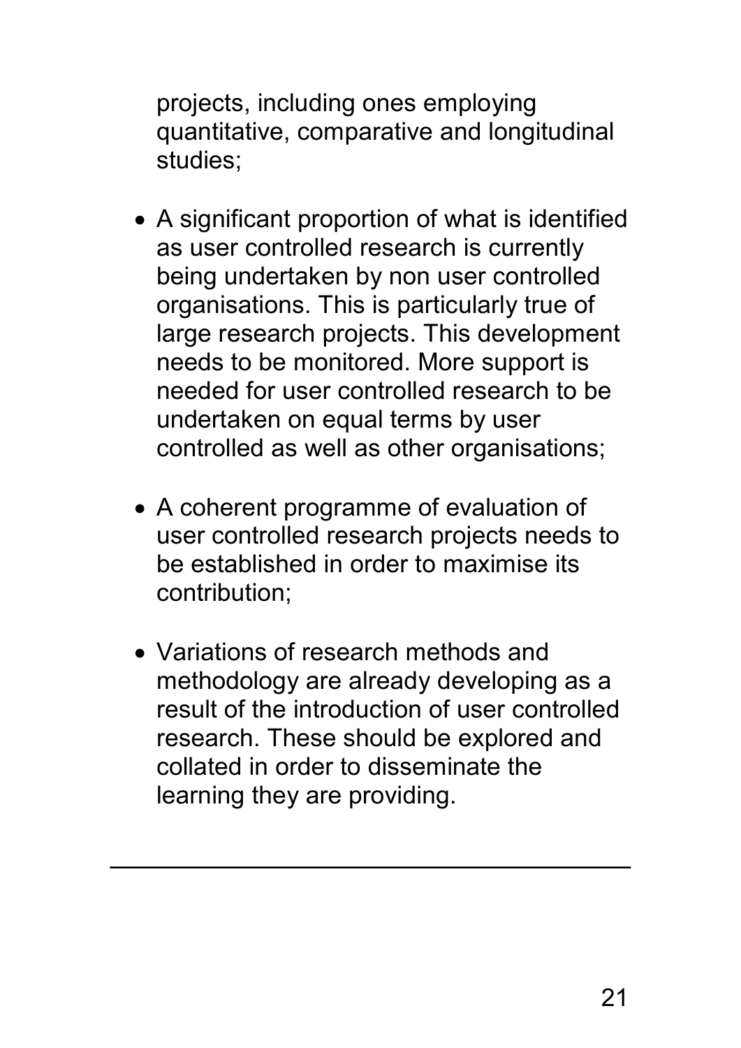projects, including ones employing quantitative, comparative and longitudinal studies;

- A significant proportion of what is identified as user controlled research is currently being undertaken by non user controlled organisations. This is particularly true of large research projects. This development needs to be monitored. More support is needed for user controlled research to be undertaken on equal terms by user controlled as well as other organisations;

- A coherent programme of evaluation of user controlled research projects needs to be established in order to maximise its contribution;

- Variations of research methods and methodology are already developing as a result of the introduction of user controlled research. These should be explored and collated in order to disseminate the learning they are providing.

---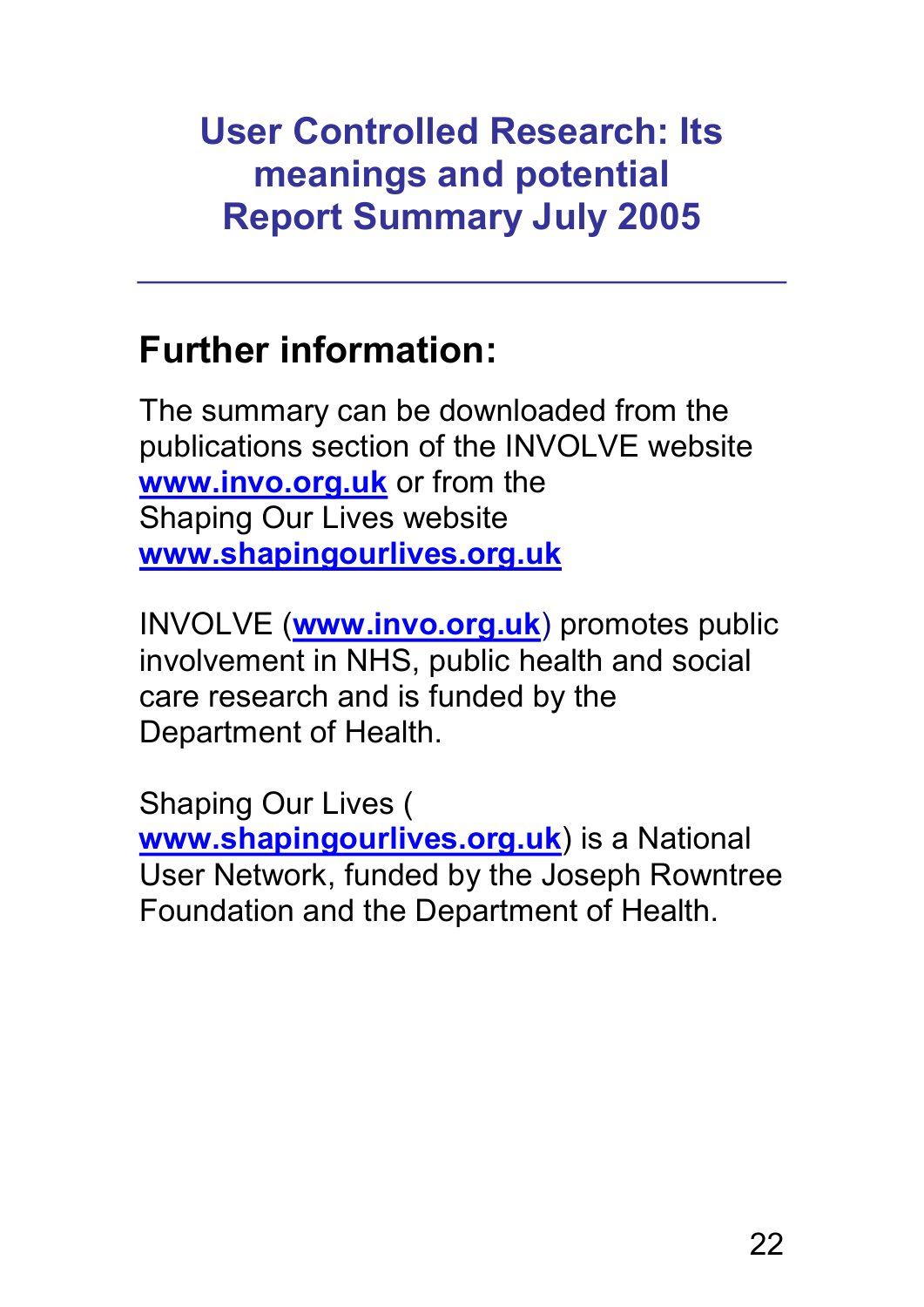## Further information:

The summary can be downloaded from the publications section of the INVOLVE website **www.invo.org.uk** or from the Shaping Our Lives website **www.shapingourlives.org.uk**

INVOLVE (**www.invo.org.uk**) promotes public involvement in NHS, public health and social care research and is funded by the Department of Health.

Shaping Our Lives ( **www.shapingourlives.org.uk**) is a National User Network, funded by the Joseph Rowntree Foundation and the Department of Health.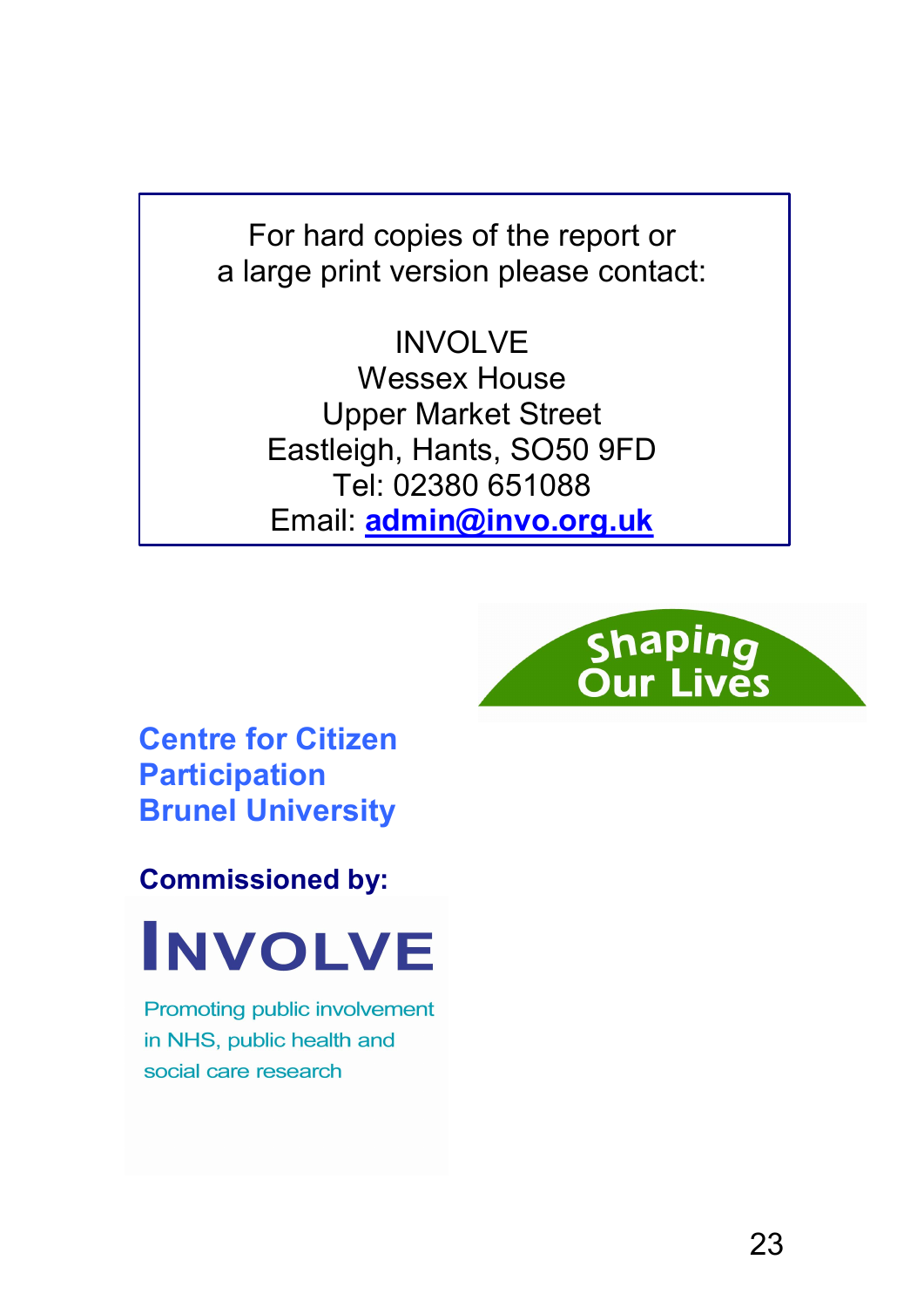For hard copies of the report or
a large print version please contact:

INVOLVE
Wessex House
Upper Market Street
Eastleigh, Hants, SO50 9FD
Tel: 02380 651088
Email: **admin@invo.org.uk**

Shaping Our Lives

**Centre for Citizen Participation**
**Brunel University**

**Commissioned by:**

INVOLVE

Promoting public involvement in NHS, public health and social care research